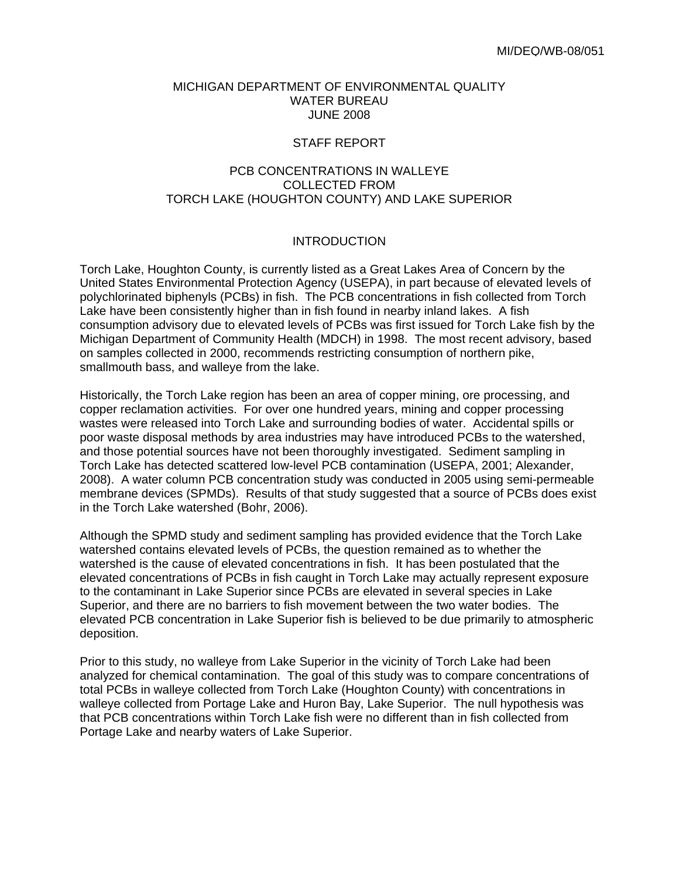MI/DEQ/WB-08/051

MICHIGAN DEPARTMENT OF ENVIRONMENTAL QUALITY
WATER BUREAU
JUNE 2008

STAFF REPORT

# PCB CONCENTRATIONS IN WALLEYE COLLECTED FROM TORCH LAKE (HOUGHTON COUNTY) AND LAKE SUPERIOR

## INTRODUCTION

Torch Lake, Houghton County, is currently listed as a Great Lakes Area of Concern by the United States Environmental Protection Agency (USEPA), in part because of elevated levels of polychlorinated biphenyls (PCBs) in fish. The PCB concentrations in fish collected from Torch Lake have been consistently higher than in fish found in nearby inland lakes. A fish consumption advisory due to elevated levels of PCBs was first issued for Torch Lake fish by the Michigan Department of Community Health (MDCH) in 1998. The most recent advisory, based on samples collected in 2000, recommends restricting consumption of northern pike, smallmouth bass, and walleye from the lake.

Historically, the Torch Lake region has been an area of copper mining, ore processing, and copper reclamation activities. For over one hundred years, mining and copper processing wastes were released into Torch Lake and surrounding bodies of water. Accidental spills or poor waste disposal methods by area industries may have introduced PCBs to the watershed, and those potential sources have not been thoroughly investigated. Sediment sampling in Torch Lake has detected scattered low-level PCB contamination (USEPA, 2001; Alexander, 2008). A water column PCB concentration study was conducted in 2005 using semi-permeable membrane devices (SPMDs). Results of that study suggested that a source of PCBs does exist in the Torch Lake watershed (Bohr, 2006).

Although the SPMD study and sediment sampling has provided evidence that the Torch Lake watershed contains elevated levels of PCBs, the question remained as to whether the watershed is the cause of elevated concentrations in fish. It has been postulated that the elevated concentrations of PCBs in fish caught in Torch Lake may actually represent exposure to the contaminant in Lake Superior since PCBs are elevated in several species in Lake Superior, and there are no barriers to fish movement between the two water bodies. The elevated PCB concentration in Lake Superior fish is believed to be due primarily to atmospheric deposition.

Prior to this study, no walleye from Lake Superior in the vicinity of Torch Lake had been analyzed for chemical contamination. The goal of this study was to compare concentrations of total PCBs in walleye collected from Torch Lake (Houghton County) with concentrations in walleye collected from Portage Lake and Huron Bay, Lake Superior. The null hypothesis was that PCB concentrations within Torch Lake fish were no different than in fish collected from Portage Lake and nearby waters of Lake Superior.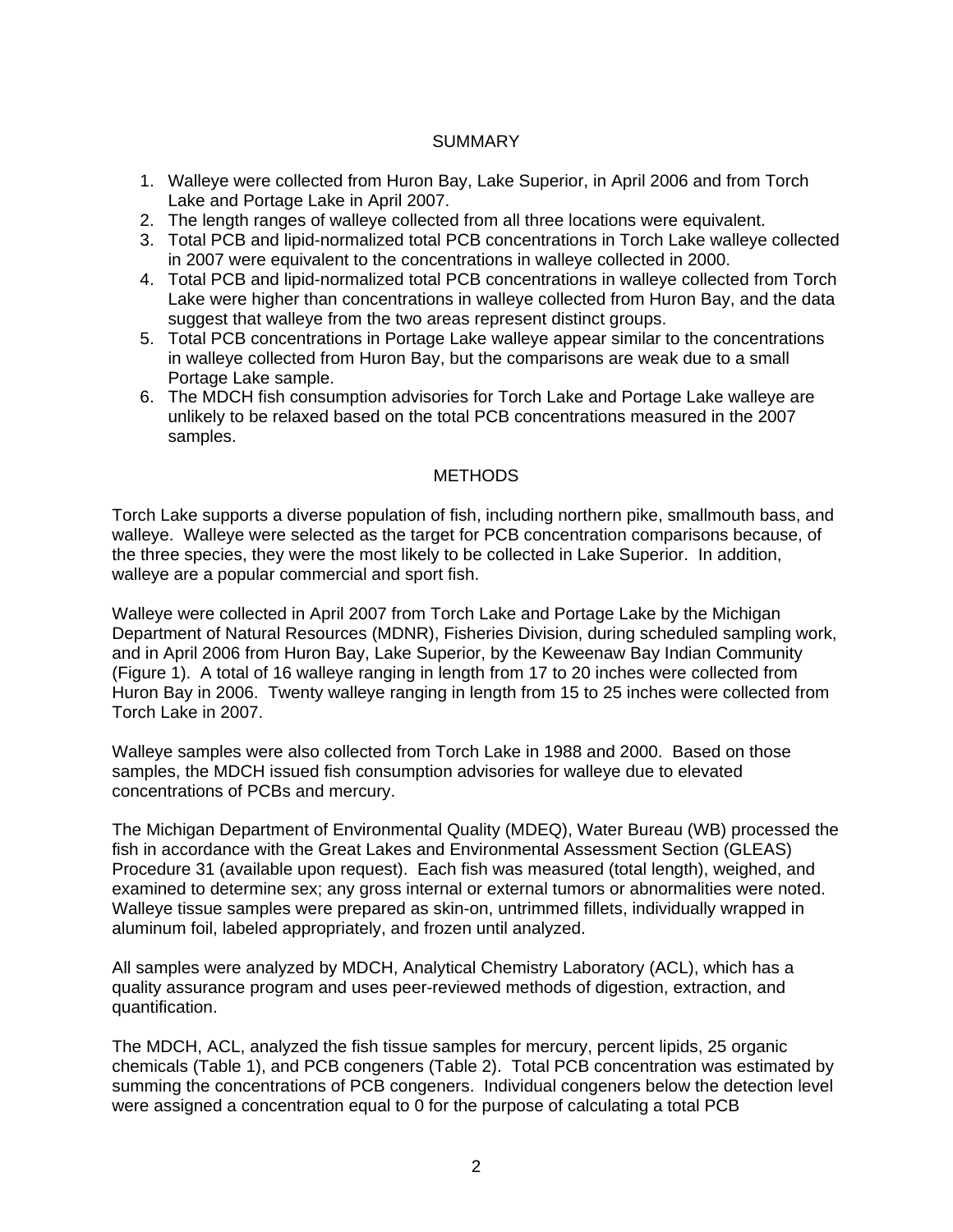## SUMMARY

1. Walleye were collected from Huron Bay, Lake Superior, in April 2006 and from Torch Lake and Portage Lake in April 2007.
2. The length ranges of walleye collected from all three locations were equivalent.
3. Total PCB and lipid-normalized total PCB concentrations in Torch Lake walleye collected in 2007 were equivalent to the concentrations in walleye collected in 2000.
4. Total PCB and lipid-normalized total PCB concentrations in walleye collected from Torch Lake were higher than concentrations in walleye collected from Huron Bay, and the data suggest that walleye from the two areas represent distinct groups.
5. Total PCB concentrations in Portage Lake walleye appear similar to the concentrations in walleye collected from Huron Bay, but the comparisons are weak due to a small Portage Lake sample.
6. The MDCH fish consumption advisories for Torch Lake and Portage Lake walleye are unlikely to be relaxed based on the total PCB concentrations measured in the 2007 samples.

## METHODS

Torch Lake supports a diverse population of fish, including northern pike, smallmouth bass, and walleye. Walleye were selected as the target for PCB concentration comparisons because, of the three species, they were the most likely to be collected in Lake Superior. In addition, walleye are a popular commercial and sport fish.

Walleye were collected in April 2007 from Torch Lake and Portage Lake by the Michigan Department of Natural Resources (MDNR), Fisheries Division, during scheduled sampling work, and in April 2006 from Huron Bay, Lake Superior, by the Keweenaw Bay Indian Community (Figure 1). A total of 16 walleye ranging in length from 17 to 20 inches were collected from Huron Bay in 2006. Twenty walleye ranging in length from 15 to 25 inches were collected from Torch Lake in 2007.

Walleye samples were also collected from Torch Lake in 1988 and 2000. Based on those samples, the MDCH issued fish consumption advisories for walleye due to elevated concentrations of PCBs and mercury.

The Michigan Department of Environmental Quality (MDEQ), Water Bureau (WB) processed the fish in accordance with the Great Lakes and Environmental Assessment Section (GLEAS) Procedure 31 (available upon request). Each fish was measured (total length), weighed, and examined to determine sex; any gross internal or external tumors or abnormalities were noted. Walleye tissue samples were prepared as skin-on, untrimmed fillets, individually wrapped in aluminum foil, labeled appropriately, and frozen until analyzed.

All samples were analyzed by MDCH, Analytical Chemistry Laboratory (ACL), which has a quality assurance program and uses peer-reviewed methods of digestion, extraction, and quantification.

The MDCH, ACL, analyzed the fish tissue samples for mercury, percent lipids, 25 organic chemicals (Table 1), and PCB congeners (Table 2). Total PCB concentration was estimated by summing the concentrations of PCB congeners. Individual congeners below the detection level were assigned a concentration equal to 0 for the purpose of calculating a total PCB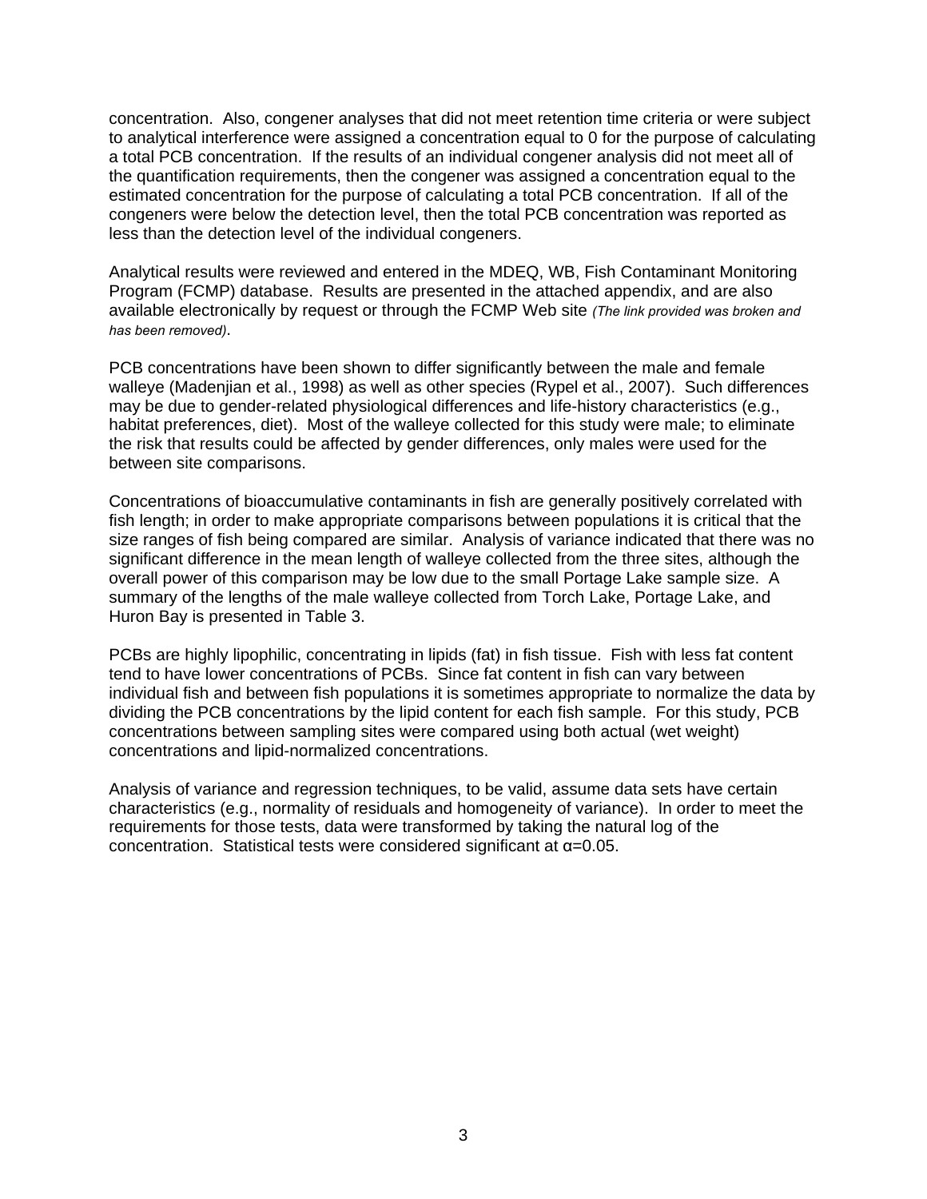concentration. Also, congener analyses that did not meet retention time criteria or were subject to analytical interference were assigned a concentration equal to 0 for the purpose of calculating a total PCB concentration. If the results of an individual congener analysis did not meet all of the quantification requirements, then the congener was assigned a concentration equal to the estimated concentration for the purpose of calculating a total PCB concentration. If all of the congeners were below the detection level, then the total PCB concentration was reported as less than the detection level of the individual congeners.

Analytical results were reviewed and entered in the MDEQ, WB, Fish Contaminant Monitoring Program (FCMP) database. Results are presented in the attached appendix, and are also available electronically by request or through the FCMP Web site *(The link provided was broken and has been removed)*.

PCB concentrations have been shown to differ significantly between the male and female walleye (Madenjian et al., 1998) as well as other species (Rypel et al., 2007). Such differences may be due to gender-related physiological differences and life-history characteristics (e.g., habitat preferences, diet). Most of the walleye collected for this study were male; to eliminate the risk that results could be affected by gender differences, only males were used for the between site comparisons.

Concentrations of bioaccumulative contaminants in fish are generally positively correlated with fish length; in order to make appropriate comparisons between populations it is critical that the size ranges of fish being compared are similar. Analysis of variance indicated that there was no significant difference in the mean length of walleye collected from the three sites, although the overall power of this comparison may be low due to the small Portage Lake sample size. A summary of the lengths of the male walleye collected from Torch Lake, Portage Lake, and Huron Bay is presented in Table 3.

PCBs are highly lipophilic, concentrating in lipids (fat) in fish tissue. Fish with less fat content tend to have lower concentrations of PCBs. Since fat content in fish can vary between individual fish and between fish populations it is sometimes appropriate to normalize the data by dividing the PCB concentrations by the lipid content for each fish sample. For this study, PCB concentrations between sampling sites were compared using both actual (wet weight) concentrations and lipid-normalized concentrations.

Analysis of variance and regression techniques, to be valid, assume data sets have certain characteristics (e.g., normality of residuals and homogeneity of variance). In order to meet the requirements for those tests, data were transformed by taking the natural log of the concentration. Statistical tests were considered significant at $\alpha=0.05$.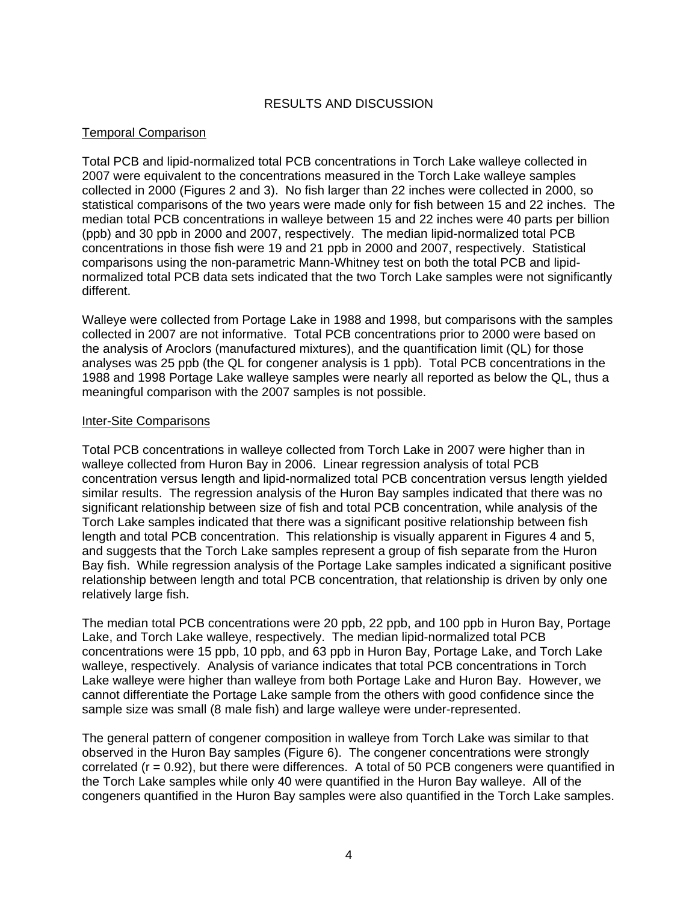## RESULTS AND DISCUSSION

### Temporal Comparison

Total PCB and lipid-normalized total PCB concentrations in Torch Lake walleye collected in 2007 were equivalent to the concentrations measured in the Torch Lake walleye samples collected in 2000 (Figures 2 and 3). No fish larger than 22 inches were collected in 2000, so statistical comparisons of the two years were made only for fish between 15 and 22 inches. The median total PCB concentrations in walleye between 15 and 22 inches were 40 parts per billion (ppb) and 30 ppb in 2000 and 2007, respectively. The median lipid-normalized total PCB concentrations in those fish were 19 and 21 ppb in 2000 and 2007, respectively. Statistical comparisons using the non-parametric Mann-Whitney test on both the total PCB and lipid-normalized total PCB data sets indicated that the two Torch Lake samples were not significantly different.

Walleye were collected from Portage Lake in 1988 and 1998, but comparisons with the samples collected in 2007 are not informative. Total PCB concentrations prior to 2000 were based on the analysis of Aroclors (manufactured mixtures), and the quantification limit (QL) for those analyses was 25 ppb (the QL for congener analysis is 1 ppb). Total PCB concentrations in the 1988 and 1998 Portage Lake walleye samples were nearly all reported as below the QL, thus a meaningful comparison with the 2007 samples is not possible.

### Inter-Site Comparisons

Total PCB concentrations in walleye collected from Torch Lake in 2007 were higher than in walleye collected from Huron Bay in 2006. Linear regression analysis of total PCB concentration versus length and lipid-normalized total PCB concentration versus length yielded similar results. The regression analysis of the Huron Bay samples indicated that there was no significant relationship between size of fish and total PCB concentration, while analysis of the Torch Lake samples indicated that there was a significant positive relationship between fish length and total PCB concentration. This relationship is visually apparent in Figures 4 and 5, and suggests that the Torch Lake samples represent a group of fish separate from the Huron Bay fish. While regression analysis of the Portage Lake samples indicated a significant positive relationship between length and total PCB concentration, that relationship is driven by only one relatively large fish.

The median total PCB concentrations were 20 ppb, 22 ppb, and 100 ppb in Huron Bay, Portage Lake, and Torch Lake walleye, respectively. The median lipid-normalized total PCB concentrations were 15 ppb, 10 ppb, and 63 ppb in Huron Bay, Portage Lake, and Torch Lake walleye, respectively. Analysis of variance indicates that total PCB concentrations in Torch Lake walleye were higher than walleye from both Portage Lake and Huron Bay. However, we cannot differentiate the Portage Lake sample from the others with good confidence since the sample size was small (8 male fish) and large walleye were under-represented.

The general pattern of congener composition in walleye from Torch Lake was similar to that observed in the Huron Bay samples (Figure 6). The congener concentrations were strongly correlated ($r = 0.92$), but there were differences. A total of 50 PCB congeners were quantified in the Torch Lake samples while only 40 were quantified in the Huron Bay walleye. All of the congeners quantified in the Huron Bay samples were also quantified in the Torch Lake samples.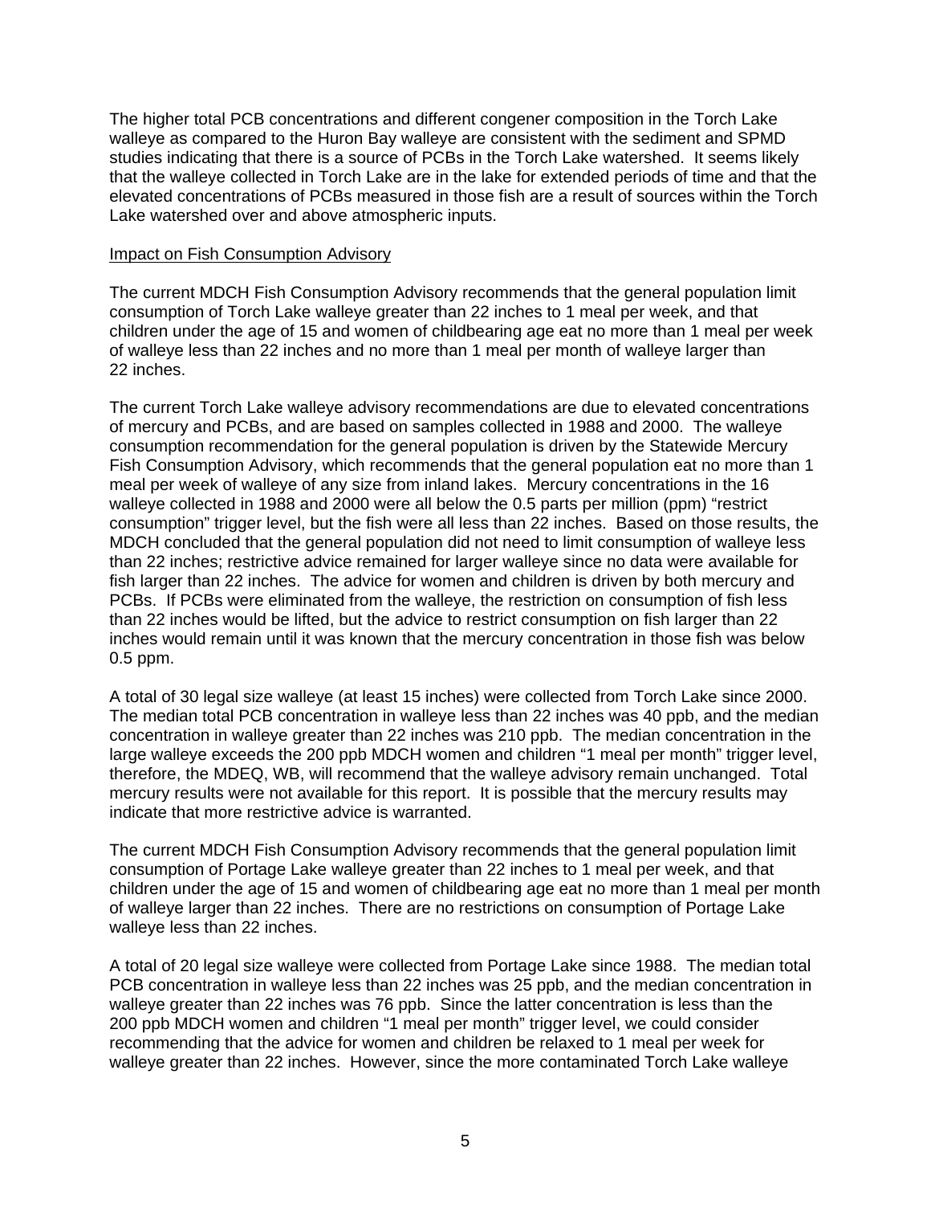The higher total PCB concentrations and different congener composition in the Torch Lake walleye as compared to the Huron Bay walleye are consistent with the sediment and SPMD studies indicating that there is a source of PCBs in the Torch Lake watershed. It seems likely that the walleye collected in Torch Lake are in the lake for extended periods of time and that the elevated concentrations of PCBs measured in those fish are a result of sources within the Torch Lake watershed over and above atmospheric inputs.

<u>Impact on Fish Consumption Advisory</u>

The current MDCH Fish Consumption Advisory recommends that the general population limit consumption of Torch Lake walleye greater than 22 inches to 1 meal per week, and that children under the age of 15 and women of childbearing age eat no more than 1 meal per week of walleye less than 22 inches and no more than 1 meal per month of walleye larger than 22 inches.

The current Torch Lake walleye advisory recommendations are due to elevated concentrations of mercury and PCBs, and are based on samples collected in 1988 and 2000. The walleye consumption recommendation for the general population is driven by the Statewide Mercury Fish Consumption Advisory, which recommends that the general population eat no more than 1 meal per week of walleye of any size from inland lakes. Mercury concentrations in the 16 walleye collected in 1988 and 2000 were all below the 0.5 parts per million (ppm) "restrict consumption" trigger level, but the fish were all less than 22 inches. Based on those results, the MDCH concluded that the general population did not need to limit consumption of walleye less than 22 inches; restrictive advice remained for larger walleye since no data were available for fish larger than 22 inches. The advice for women and children is driven by both mercury and PCBs. If PCBs were eliminated from the walleye, the restriction on consumption of fish less than 22 inches would be lifted, but the advice to restrict consumption on fish larger than 22 inches would remain until it was known that the mercury concentration in those fish was below 0.5 ppm.

A total of 30 legal size walleye (at least 15 inches) were collected from Torch Lake since 2000. The median total PCB concentration in walleye less than 22 inches was 40 ppb, and the median concentration in walleye greater than 22 inches was 210 ppb. The median concentration in the large walleye exceeds the 200 ppb MDCH women and children "1 meal per month" trigger level, therefore, the MDEQ, WB, will recommend that the walleye advisory remain unchanged. Total mercury results were not available for this report. It is possible that the mercury results may indicate that more restrictive advice is warranted.

The current MDCH Fish Consumption Advisory recommends that the general population limit consumption of Portage Lake walleye greater than 22 inches to 1 meal per week, and that children under the age of 15 and women of childbearing age eat no more than 1 meal per month of walleye larger than 22 inches. There are no restrictions on consumption of Portage Lake walleye less than 22 inches.

A total of 20 legal size walleye were collected from Portage Lake since 1988. The median total PCB concentration in walleye less than 22 inches was 25 ppb, and the median concentration in walleye greater than 22 inches was 76 ppb. Since the latter concentration is less than the 200 ppb MDCH women and children "1 meal per month" trigger level, we could consider recommending that the advice for women and children be relaxed to 1 meal per week for walleye greater than 22 inches. However, since the more contaminated Torch Lake walleye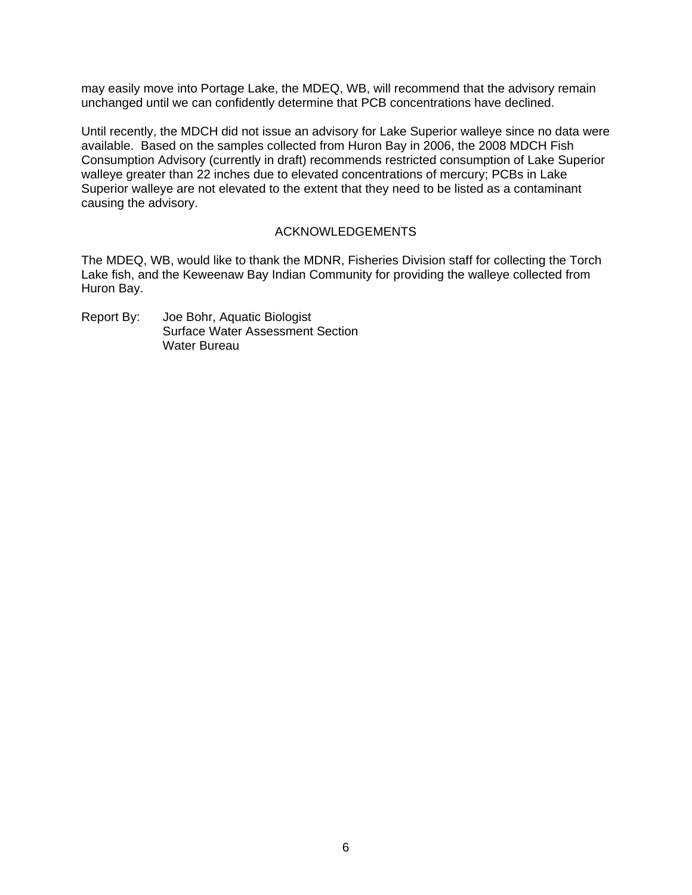may easily move into Portage Lake, the MDEQ, WB, will recommend that the advisory remain unchanged until we can confidently determine that PCB concentrations have declined.

Until recently, the MDCH did not issue an advisory for Lake Superior walleye since no data were available. Based on the samples collected from Huron Bay in 2006, the 2008 MDCH Fish Consumption Advisory (currently in draft) recommends restricted consumption of Lake Superior walleye greater than 22 inches due to elevated concentrations of mercury; PCBs in Lake Superior walleye are not elevated to the extent that they need to be listed as a contaminant causing the advisory.

## ACKNOWLEDGEMENTS

The MDEQ, WB, would like to thank the MDNR, Fisheries Division staff for collecting the Torch Lake fish, and the Keweenaw Bay Indian Community for providing the walleye collected from Huron Bay.

Report By: Joe Bohr, Aquatic Biologist
Surface Water Assessment Section
Water Bureau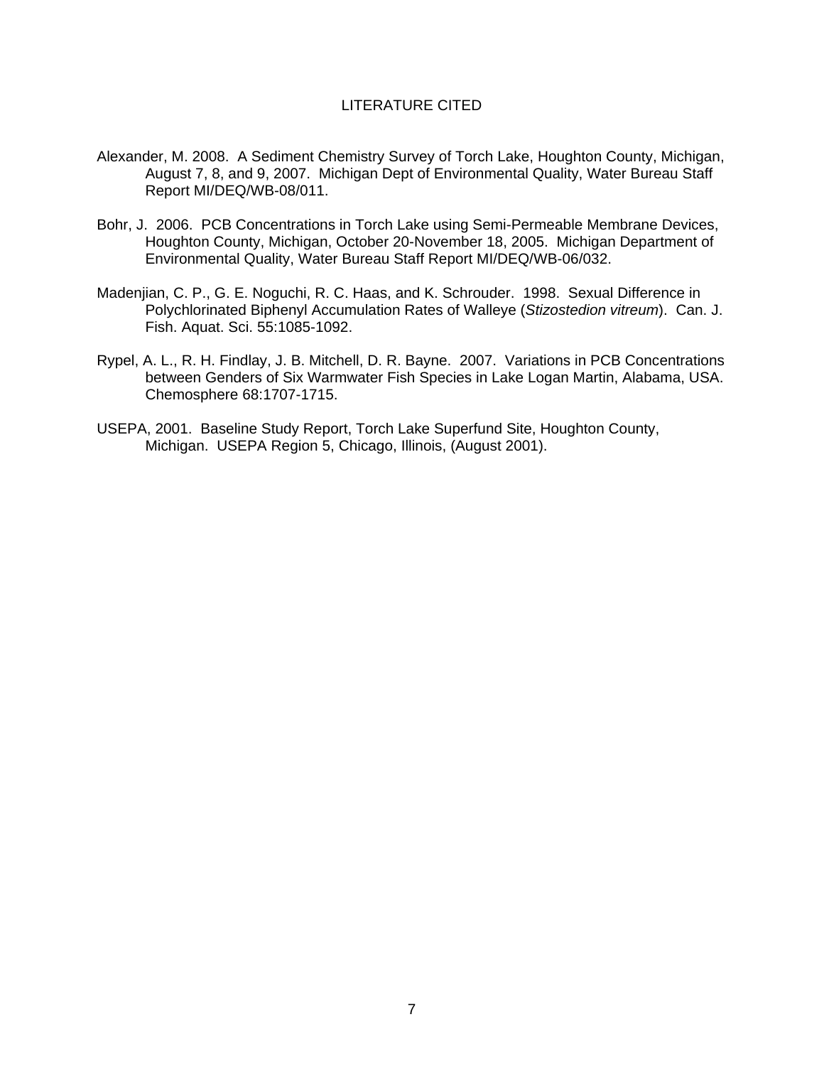## LITERATURE CITED

Alexander, M. 2008. A Sediment Chemistry Survey of Torch Lake, Houghton County, Michigan, August 7, 8, and 9, 2007. Michigan Dept of Environmental Quality, Water Bureau Staff Report MI/DEQ/WB-08/011.

Bohr, J. 2006. PCB Concentrations in Torch Lake using Semi-Permeable Membrane Devices, Houghton County, Michigan, October 20-November 18, 2005. Michigan Department of Environmental Quality, Water Bureau Staff Report MI/DEQ/WB-06/032.

Madenjian, C. P., G. E. Noguchi, R. C. Haas, and K. Schrouder. 1998. Sexual Difference in Polychlorinated Biphenyl Accumulation Rates of Walleye (*Stizostedion vitreum*). Can. J. Fish. Aquat. Sci. 55:1085-1092.

Rypel, A. L., R. H. Findlay, J. B. Mitchell, D. R. Bayne. 2007. Variations in PCB Concentrations between Genders of Six Warmwater Fish Species in Lake Logan Martin, Alabama, USA. Chemosphere 68:1707-1715.

USEPA, 2001. Baseline Study Report, Torch Lake Superfund Site, Houghton County, Michigan. USEPA Region 5, Chicago, Illinois, (August 2001).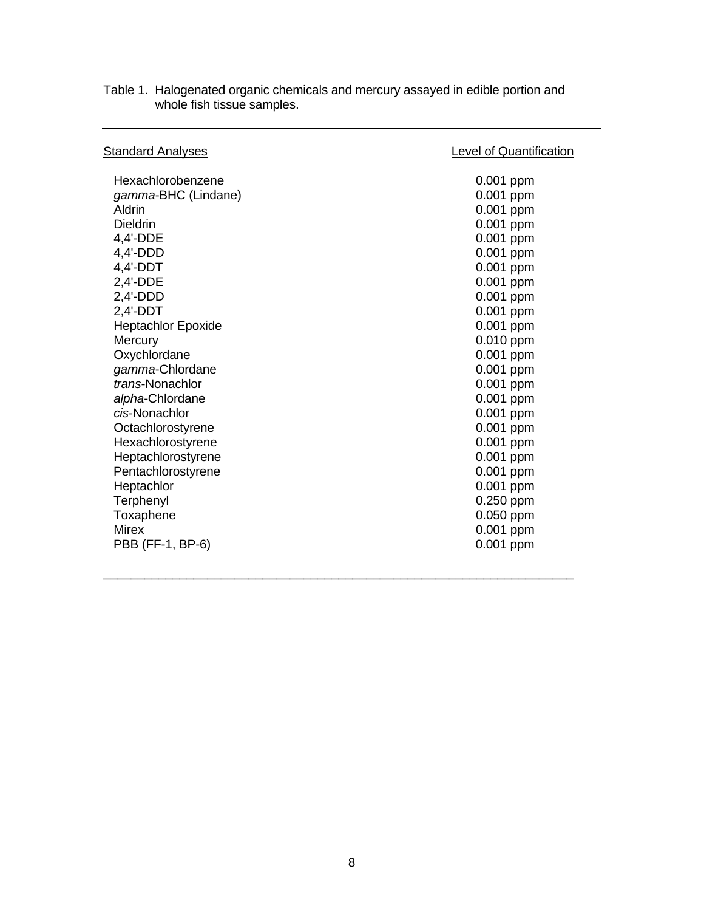Table 1. Halogenated organic chemicals and mercury assayed in edible portion and whole fish tissue samples.

| Standard Analyses | Level of Quantification |
|---|---|
| Hexachlorobenzene | 0.001 ppm |
| *gamma*-BHC (Lindane) | 0.001 ppm |
| Aldrin | 0.001 ppm |
| Dieldrin | 0.001 ppm |
| 4,4'-DDE | 0.001 ppm |
| 4,4'-DDD | 0.001 ppm |
| 4,4'-DDT | 0.001 ppm |
| 2,4'-DDE | 0.001 ppm |
| 2,4'-DDD | 0.001 ppm |
| 2,4'-DDT | 0.001 ppm |
| Heptachlor Epoxide | 0.001 ppm |
| Mercury | 0.010 ppm |
| Oxychlordane | 0.001 ppm |
| *gamma*-Chlordane | 0.001 ppm |
| *trans*-Nonachlor | 0.001 ppm |
| *alpha*-Chlordane | 0.001 ppm |
| *cis*-Nonachlor | 0.001 ppm |
| Octachlorostyrene | 0.001 ppm |
| Hexachlorostyrene | 0.001 ppm |
| Heptachlorostyrene | 0.001 ppm |
| Pentachlorostyrene | 0.001 ppm |
| Heptachlor | 0.001 ppm |
| Terphenyl | 0.250 ppm |
| Toxaphene | 0.050 ppm |
| Mirex | 0.001 ppm |
| PBB (FF-1, BP-6) | 0.001 ppm |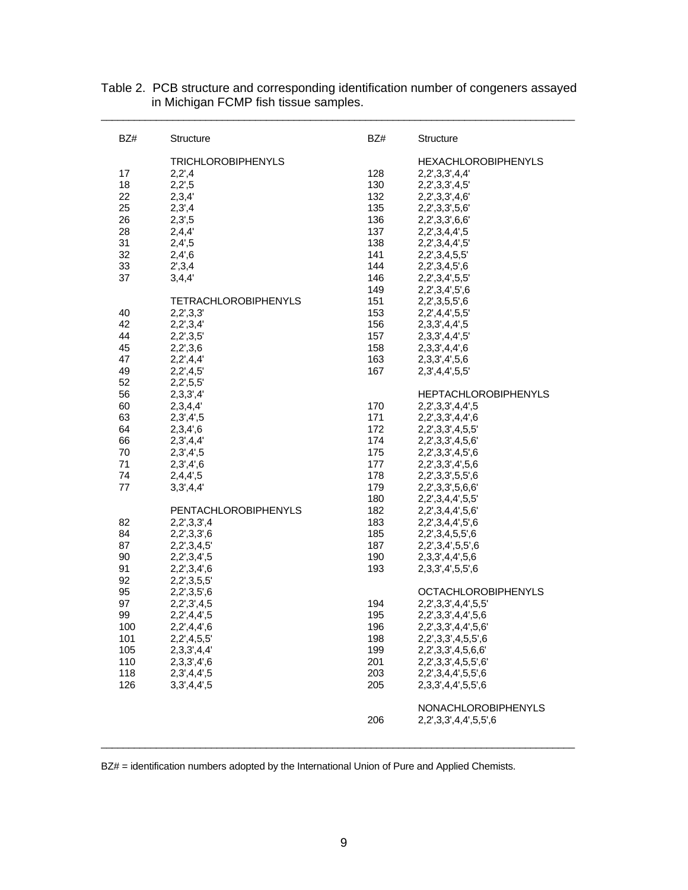Table 2. PCB structure and corresponding identification number of congeners assayed in Michigan FCMP fish tissue samples.

| BZ# | Structure | BZ# | Structure |
|---|---|---|---|
| | TRICHLOROBIPHENYLS | | HEXACHLOROBIPHENYLS |
| 17 | 2,2',4 | 128 | 2,2',3,3',4,4' |
| 18 | 2,2',5 | 130 | 2,2',3,3',4,5' |
| 22 | 2,3,4' | 132 | 2,2',3,3',4,6' |
| 25 | 2,3',4 | 135 | 2,2',3,3',5,6' |
| 26 | 2,3',5 | 136 | 2,2',3,3',6,6' |
| 28 | 2,4,4' | 137 | 2,2',3,4,4',5 |
| 31 | 2,4',5 | 138 | 2,2',3,4,4',5' |
| 32 | 2,4',6 | 141 | 2,2',3,4,5,5' |
| 33 | 2',3,4 | 144 | 2,2',3,4,5',6 |
| 37 | 3,4,4' | 146 | 2,2',3,4',5,5' |
| | | 149 | 2,2',3,4',5',6 |
| | TETRACHLOROBIPHENYLS | 151 | 2,2',3,5,5',6 |
| 40 | 2,2',3,3' | 153 | 2,2',4,4',5,5' |
| 42 | 2,2',3,4' | 156 | 2,3,3',4,4',5 |
| 44 | 2,2',3,5' | 157 | 2,3,3',4,4',5' |
| 45 | 2,2',3,6 | 158 | 2,3,3',4,4',6 |
| 47 | 2,2',4,4' | 163 | 2,3,3',4',5,6 |
| 49 | 2,2',4,5' | 167 | 2,3',4,4',5,5' |
| 52 | 2,2',5,5' | | |
| 56 | 2,3,3',4' | | HEPTACHLOROBIPHENYLS |
| 60 | 2,3,4,4' | 170 | 2,2',3,3',4,4',5 |
| 63 | 2,3',4',5 | 171 | 2,2',3,3',4,4',6 |
| 64 | 2,3,4',6 | 172 | 2,2',3,3',4,5,5' |
| 66 | 2,3',4,4' | 174 | 2,2',3,3',4,5,6' |
| 70 | 2,3',4',5 | 175 | 2,2',3,3',4,5',6 |
| 71 | 2,3',4',6 | 177 | 2,2',3,3',4',5,6 |
| 74 | 2,4,4',5 | 178 | 2,2',3,3',5,5',6 |
| 77 | 3,3',4,4' | 179 | 2,2',3,3',5,6,6' |
| | | 180 | 2,2',3,4,4',5,5' |
| | PENTACHLOROBIPHENYLS | 182 | 2,2',3,4,4',5,6' |
| 82 | 2,2',3,3',4 | 183 | 2,2',3,4,4',5',6 |
| 84 | 2,2',3,3',6 | 185 | 2,2',3,4,5,5',6 |
| 87 | 2,2',3,4,5' | 187 | 2,2',3,4',5,5',6 |
| 90 | 2,2',3,4',5 | 190 | 2,3,3',4,4',5,6 |
| 91 | 2,2',3,4',6 | 193 | 2,3,3',4',5,5',6 |
| 92 | 2,2',3,5,5' | | |
| 95 | 2,2',3,5',6 | | OCTACHLOROBIPHENYLS |
| 97 | 2,2',3',4,5 | 194 | 2,2',3,3',4,4',5,5' |
| 99 | 2,2',4,4',5 | 195 | 2,2',3,3',4,4',5,6 |
| 100 | 2,2',4,4',6 | 196 | 2,2',3,3',4,4',5,6' |
| 101 | 2,2',4,5,5' | 198 | 2,2',3,3',4,5,5',6 |
| 105 | 2,3,3',4,4' | 199 | 2,2',3,3',4,5,6,6' |
| 110 | 2,3,3',4',6 | 201 | 2,2',3,3',4,5,5',6' |
| 118 | 2,3',4,4',5 | 203 | 2,2',3,4,4',5,5',6 |
| 126 | 3,3',4,4',5 | 205 | 2,3,3',4,4',5,5',6 |
| | | | NONACHLOROBIPHENYLS |
| | | 206 | 2,2',3,3',4,4',5,5',6 |

BZ# = identification numbers adopted by the International Union of Pure and Applied Chemists.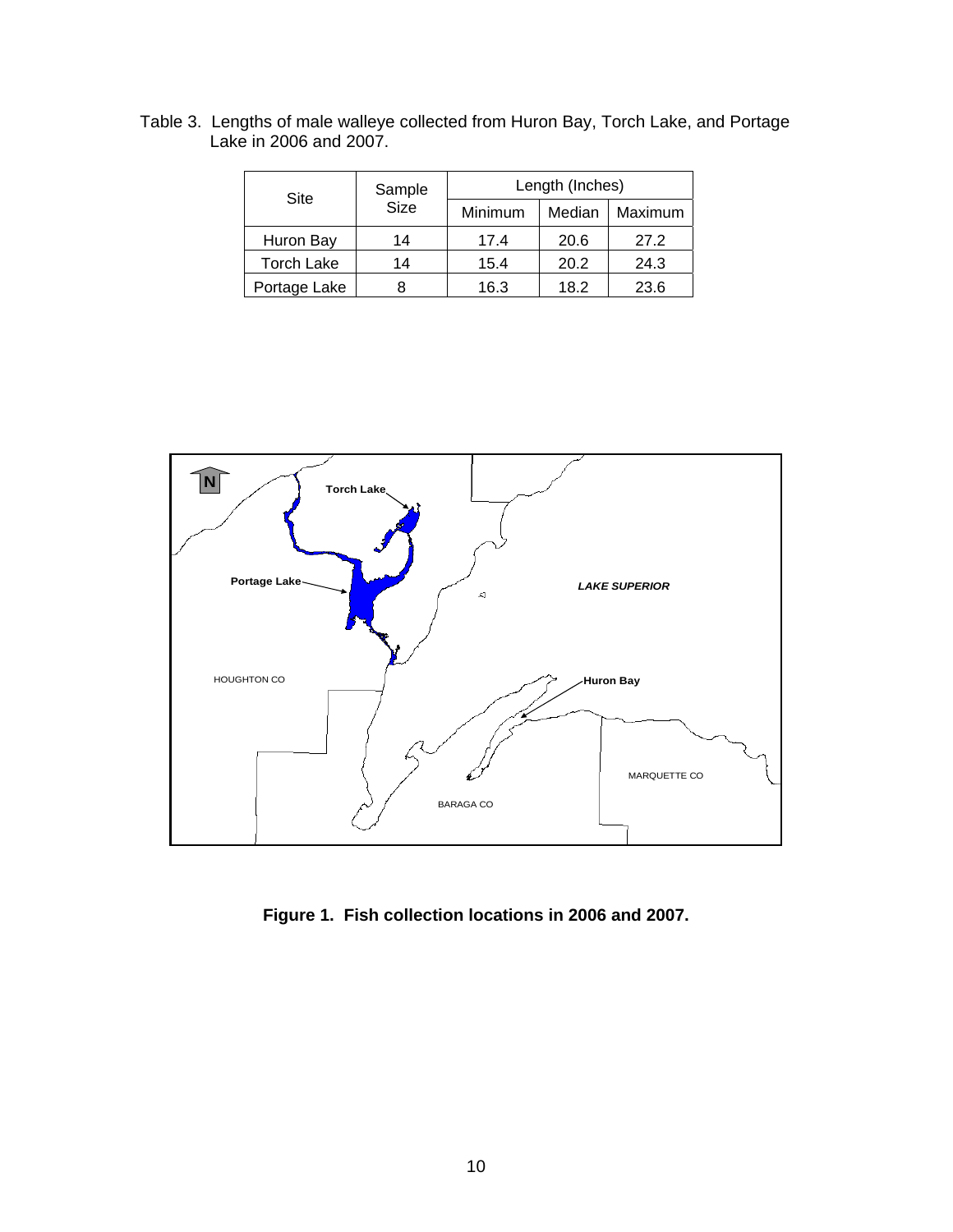Table 3. Lengths of male walleye collected from Huron Bay, Torch Lake, and Portage Lake in 2006 and 2007.

| Site | Sample Size | Length (Inches) | | |
|---|---|---|---|---|
| | | Minimum | Median | Maximum |
| Huron Bay | 14 | 17.4 | 20.6 | 27.2 |
| Torch Lake | 14 | 15.4 | 20.2 | 24.3 |
| Portage Lake | 8 | 16.3 | 18.2 | 23.6 |

**Figure 1. Fish collection locations in 2006 and 2007.**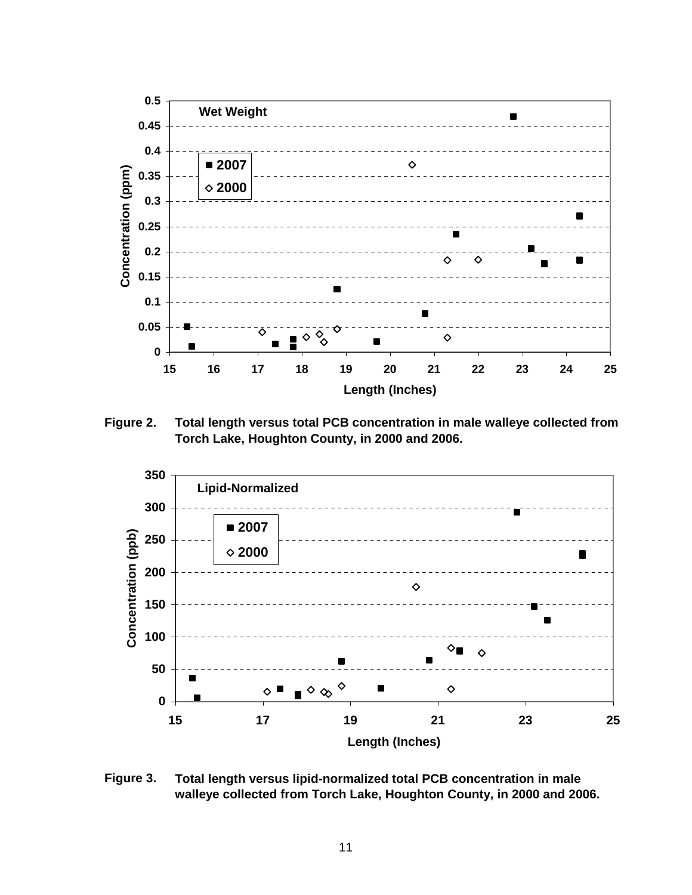**Figure 2.** Total length versus total PCB concentration in male walleye collected from Torch Lake, Houghton County, in 2000 and 2006.

**Figure 3.** Total length versus lipid-normalized total PCB concentration in male walleye collected from Torch Lake, Houghton County, in 2000 and 2006.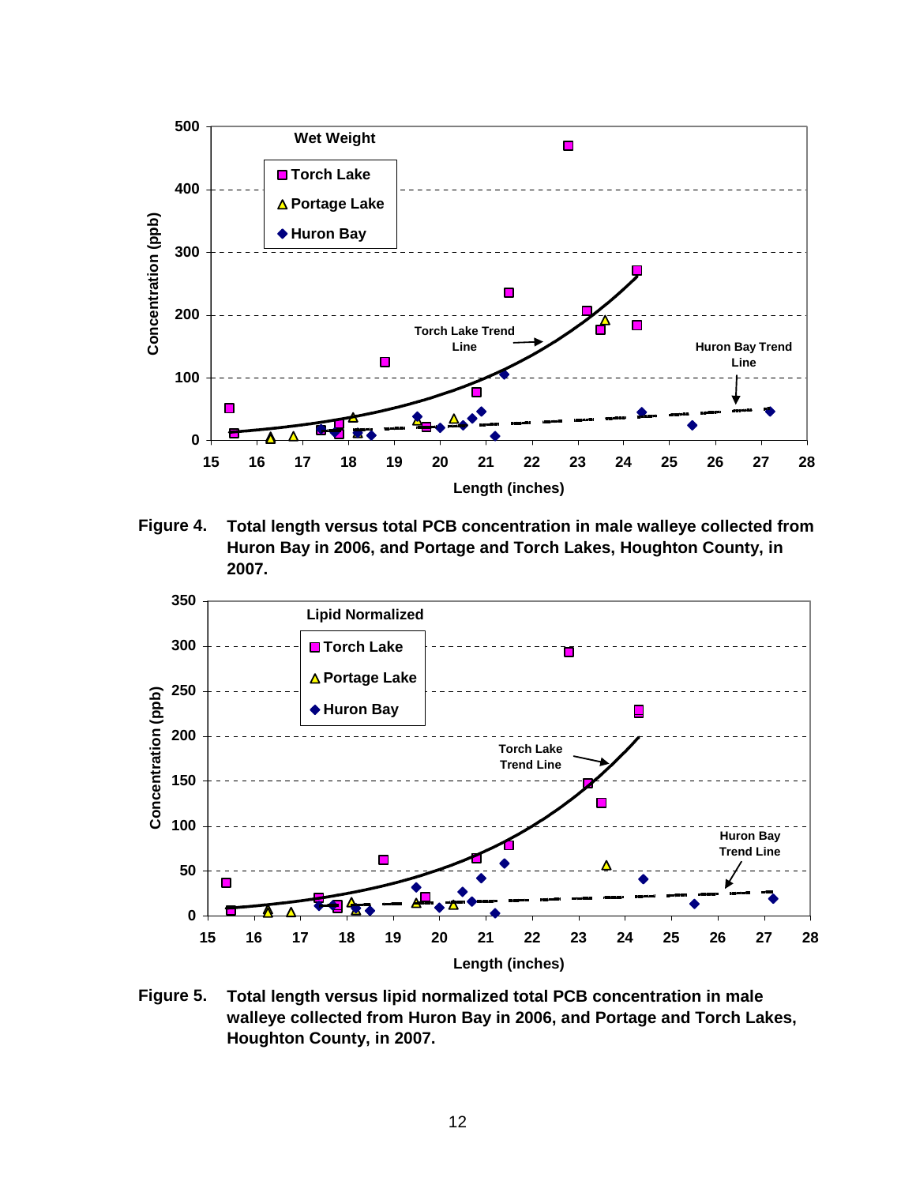**Figure 4.** Total length versus total PCB concentration in male walleye collected from Huron Bay in 2006, and Portage and Torch Lakes, Houghton County, in 2007.

**Figure 5.** Total length versus lipid normalized total PCB concentration in male walleye collected from Huron Bay in 2006, and Portage and Torch Lakes, Houghton County, in 2007.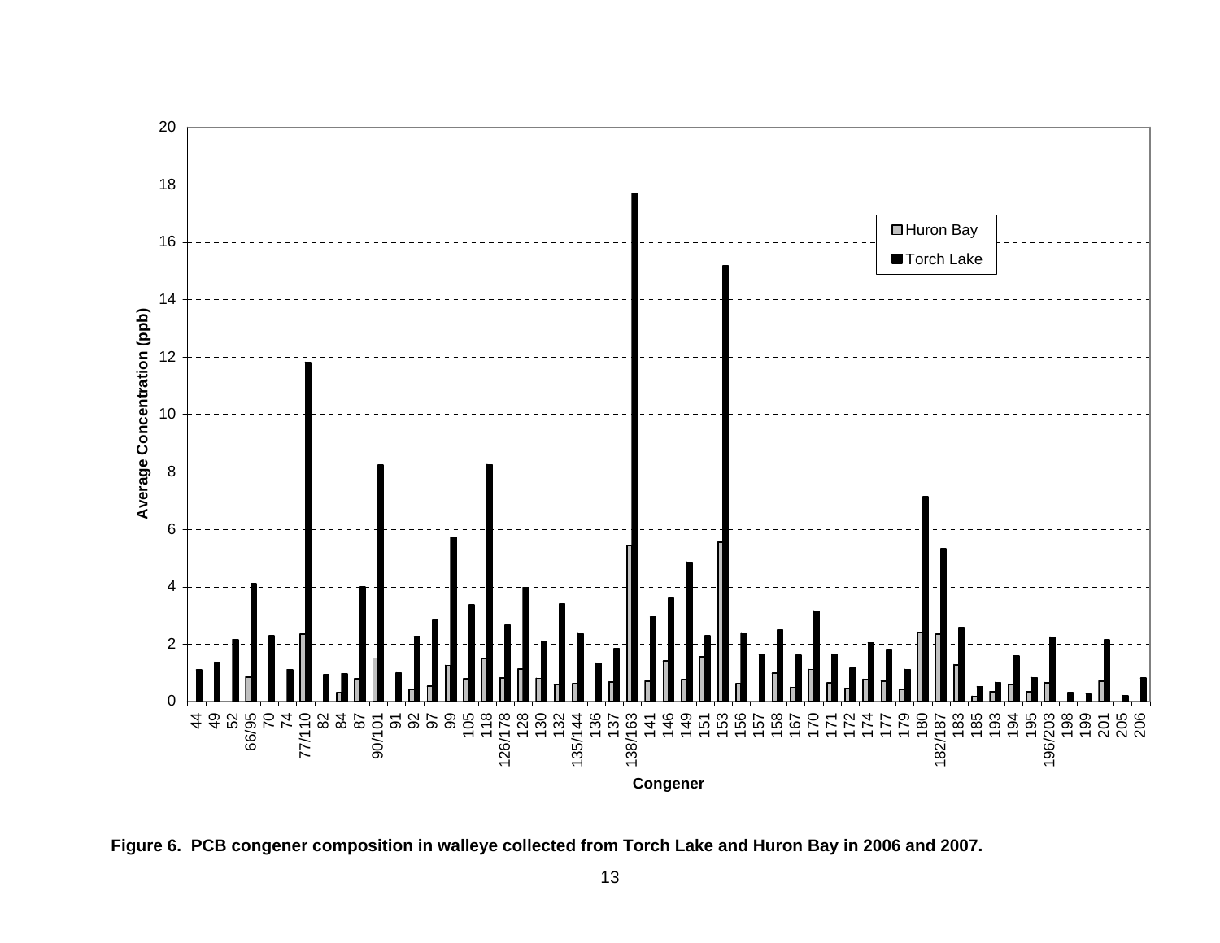**Figure 6. PCB congener composition in walleye collected from Torch Lake and Huron Bay in 2006 and 2007.**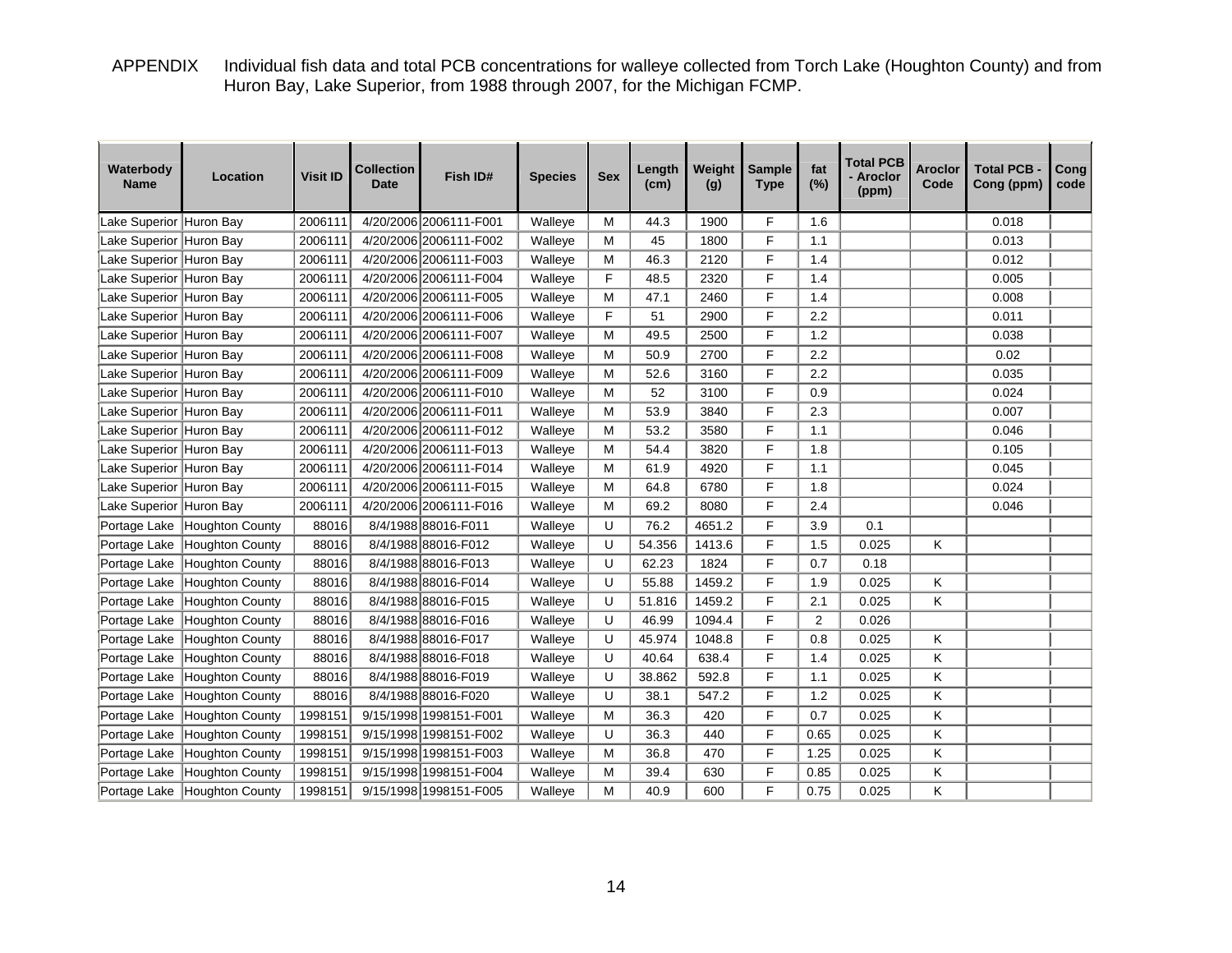APPENDIX Individual fish data and total PCB concentrations for walleye collected from Torch Lake (Houghton County) and from Huron Bay, Lake Superior, from 1988 through 2007, for the Michigan FCMP.

| Waterbody Name | Location | Visit ID | Collection Date | Fish ID# | Species | Sex | Length (cm) | Weight (g) | Sample Type | fat (%) | Total PCB - Aroclor (ppm) | Aroclor Code | Total PCB - Cong (ppm) | Cong code |
|---|---|---|---|---|---|---|---|---|---|---|---|---|---|---|
| Lake Superior | Huron Bay | 2006111 | 4/20/2006 | 2006111-F001 | Walleye | M | 44.3 | 1900 | F | 1.6 | | | 0.018 | |
| Lake Superior | Huron Bay | 2006111 | 4/20/2006 | 2006111-F002 | Walleye | M | 45 | 1800 | F | 1.1 | | | 0.013 | |
| Lake Superior | Huron Bay | 2006111 | 4/20/2006 | 2006111-F003 | Walleye | M | 46.3 | 2120 | F | 1.4 | | | 0.012 | |
| Lake Superior | Huron Bay | 2006111 | 4/20/2006 | 2006111-F004 | Walleye | F | 48.5 | 2320 | F | 1.4 | | | 0.005 | |
| Lake Superior | Huron Bay | 2006111 | 4/20/2006 | 2006111-F005 | Walleye | M | 47.1 | 2460 | F | 1.4 | | | 0.008 | |
| Lake Superior | Huron Bay | 2006111 | 4/20/2006 | 2006111-F006 | Walleye | F | 51 | 2900 | F | 2.2 | | | 0.011 | |
| Lake Superior | Huron Bay | 2006111 | 4/20/2006 | 2006111-F007 | Walleye | M | 49.5 | 2500 | F | 1.2 | | | 0.038 | |
| Lake Superior | Huron Bay | 2006111 | 4/20/2006 | 2006111-F008 | Walleye | M | 50.9 | 2700 | F | 2.2 | | | 0.02 | |
| Lake Superior | Huron Bay | 2006111 | 4/20/2006 | 2006111-F009 | Walleye | M | 52.6 | 3160 | F | 2.2 | | | 0.035 | |
| Lake Superior | Huron Bay | 2006111 | 4/20/2006 | 2006111-F010 | Walleye | M | 52 | 3100 | F | 0.9 | | | 0.024 | |
| Lake Superior | Huron Bay | 2006111 | 4/20/2006 | 2006111-F011 | Walleye | M | 53.9 | 3840 | F | 2.3 | | | 0.007 | |
| Lake Superior | Huron Bay | 2006111 | 4/20/2006 | 2006111-F012 | Walleye | M | 53.2 | 3580 | F | 1.1 | | | 0.046 | |
| Lake Superior | Huron Bay | 2006111 | 4/20/2006 | 2006111-F013 | Walleye | M | 54.4 | 3820 | F | 1.8 | | | 0.105 | |
| Lake Superior | Huron Bay | 2006111 | 4/20/2006 | 2006111-F014 | Walleye | M | 61.9 | 4920 | F | 1.1 | | | 0.045 | |
| Lake Superior | Huron Bay | 2006111 | 4/20/2006 | 2006111-F015 | Walleye | M | 64.8 | 6780 | F | 1.8 | | | 0.024 | |
| Lake Superior | Huron Bay | 2006111 | 4/20/2006 | 2006111-F016 | Walleye | M | 69.2 | 8080 | F | 2.4 | | | 0.046 | |
| Portage Lake | Houghton County | 88016 | 8/4/1988 | 88016-F011 | Walleye | U | 76.2 | 4651.2 | F | 3.9 | 0.1 | | | |
| Portage Lake | Houghton County | 88016 | 8/4/1988 | 88016-F012 | Walleye | U | 54.356 | 1413.6 | F | 1.5 | 0.025 | K | | |
| Portage Lake | Houghton County | 88016 | 8/4/1988 | 88016-F013 | Walleye | U | 62.23 | 1824 | F | 0.7 | 0.18 | | | |
| Portage Lake | Houghton County | 88016 | 8/4/1988 | 88016-F014 | Walleye | U | 55.88 | 1459.2 | F | 1.9 | 0.025 | K | | |
| Portage Lake | Houghton County | 88016 | 8/4/1988 | 88016-F015 | Walleye | U | 51.816 | 1459.2 | F | 2.1 | 0.025 | K | | |
| Portage Lake | Houghton County | 88016 | 8/4/1988 | 88016-F016 | Walleye | U | 46.99 | 1094.4 | F | 2 | 0.026 | | | |
| Portage Lake | Houghton County | 88016 | 8/4/1988 | 88016-F017 | Walleye | U | 45.974 | 1048.8 | F | 0.8 | 0.025 | K | | |
| Portage Lake | Houghton County | 88016 | 8/4/1988 | 88016-F018 | Walleye | U | 40.64 | 638.4 | F | 1.4 | 0.025 | K | | |
| Portage Lake | Houghton County | 88016 | 8/4/1988 | 88016-F019 | Walleye | U | 38.862 | 592.8 | F | 1.1 | 0.025 | K | | |
| Portage Lake | Houghton County | 88016 | 8/4/1988 | 88016-F020 | Walleye | U | 38.1 | 547.2 | F | 1.2 | 0.025 | K | | |
| Portage Lake | Houghton County | 1998151 | 9/15/1998 | 1998151-F001 | Walleye | M | 36.3 | 420 | F | 0.7 | 0.025 | K | | |
| Portage Lake | Houghton County | 1998151 | 9/15/1998 | 1998151-F002 | Walleye | U | 36.3 | 440 | F | 0.65 | 0.025 | K | | |
| Portage Lake | Houghton County | 1998151 | 9/15/1998 | 1998151-F003 | Walleye | M | 36.8 | 470 | F | 1.25 | 0.025 | K | | |
| Portage Lake | Houghton County | 1998151 | 9/15/1998 | 1998151-F004 | Walleye | M | 39.4 | 630 | F | 0.85 | 0.025 | K | | |
| Portage Lake | Houghton County | 1998151 | 9/15/1998 | 1998151-F005 | Walleye | M | 40.9 | 600 | F | 0.75 | 0.025 | K | | |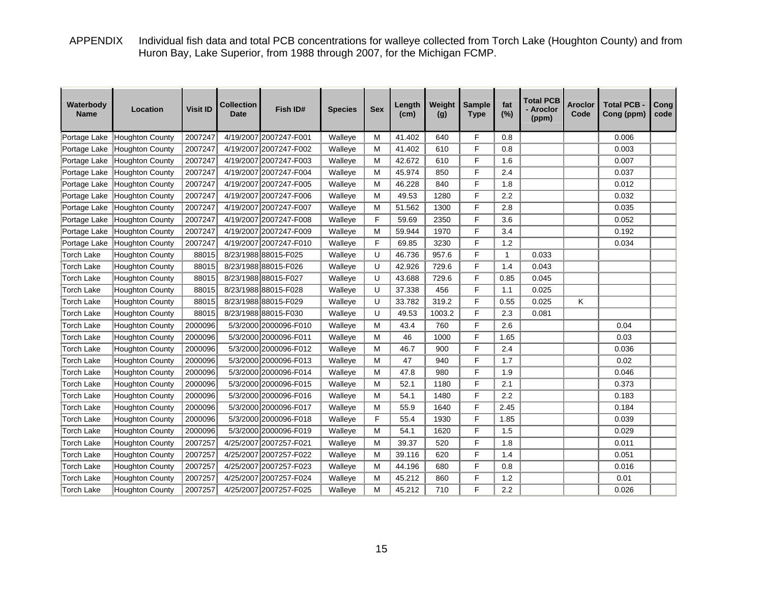APPENDIX Individual fish data and total PCB concentrations for walleye collected from Torch Lake (Houghton County) and from Huron Bay, Lake Superior, from 1988 through 2007, for the Michigan FCMP.

| Waterbody Name | Location | Visit ID | Collection Date | Fish ID# | Species | Sex | Length (cm) | Weight (g) | Sample Type | fat (%) | Total PCB - Aroclor (ppm) | Aroclor Code | Total PCB - Cong (ppm) | Cong code |
|---|---|---|---|---|---|---|---|---|---|---|---|---|---|---|
| Portage Lake | Houghton County | 2007247 | 4/19/2007 | 2007247-F001 | Walleye | M | 41.402 | 640 | F | 0.8 | | | 0.006 | |
| Portage Lake | Houghton County | 2007247 | 4/19/2007 | 2007247-F002 | Walleye | M | 41.402 | 610 | F | 0.8 | | | 0.003 | |
| Portage Lake | Houghton County | 2007247 | 4/19/2007 | 2007247-F003 | Walleye | M | 42.672 | 610 | F | 1.6 | | | 0.007 | |
| Portage Lake | Houghton County | 2007247 | 4/19/2007 | 2007247-F004 | Walleye | M | 45.974 | 850 | F | 2.4 | | | 0.037 | |
| Portage Lake | Houghton County | 2007247 | 4/19/2007 | 2007247-F005 | Walleye | M | 46.228 | 840 | F | 1.8 | | | 0.012 | |
| Portage Lake | Houghton County | 2007247 | 4/19/2007 | 2007247-F006 | Walleye | M | 49.53 | 1280 | F | 2.2 | | | 0.032 | |
| Portage Lake | Houghton County | 2007247 | 4/19/2007 | 2007247-F007 | Walleye | M | 51.562 | 1300 | F | 2.8 | | | 0.035 | |
| Portage Lake | Houghton County | 2007247 | 4/19/2007 | 2007247-F008 | Walleye | F | 59.69 | 2350 | F | 3.6 | | | 0.052 | |
| Portage Lake | Houghton County | 2007247 | 4/19/2007 | 2007247-F009 | Walleye | M | 59.944 | 1970 | F | 3.4 | | | 0.192 | |
| Portage Lake | Houghton County | 2007247 | 4/19/2007 | 2007247-F010 | Walleye | F | 69.85 | 3230 | F | 1.2 | | | 0.034 | |
| Torch Lake | Houghton County | 88015 | 8/23/1988 | 88015-F025 | Walleye | U | 46.736 | 957.6 | F | 1 | 0.033 | | | |
| Torch Lake | Houghton County | 88015 | 8/23/1988 | 88015-F026 | Walleye | U | 42.926 | 729.6 | F | 1.4 | 0.043 | | | |
| Torch Lake | Houghton County | 88015 | 8/23/1988 | 88015-F027 | Walleye | U | 43.688 | 729.6 | F | 0.85 | 0.045 | | | |
| Torch Lake | Houghton County | 88015 | 8/23/1988 | 88015-F028 | Walleye | U | 37.338 | 456 | F | 1.1 | 0.025 | | | |
| Torch Lake | Houghton County | 88015 | 8/23/1988 | 88015-F029 | Walleye | U | 33.782 | 319.2 | F | 0.55 | 0.025 | K | | |
| Torch Lake | Houghton County | 88015 | 8/23/1988 | 88015-F030 | Walleye | U | 49.53 | 1003.2 | F | 2.3 | 0.081 | | | |
| Torch Lake | Houghton County | 2000096 | 5/3/2000 | 2000096-F010 | Walleye | M | 43.4 | 760 | F | 2.6 | | | 0.04 | |
| Torch Lake | Houghton County | 2000096 | 5/3/2000 | 2000096-F011 | Walleye | M | 46 | 1000 | F | 1.65 | | | 0.03 | |
| Torch Lake | Houghton County | 2000096 | 5/3/2000 | 2000096-F012 | Walleye | M | 46.7 | 900 | F | 2.4 | | | 0.036 | |
| Torch Lake | Houghton County | 2000096 | 5/3/2000 | 2000096-F013 | Walleye | M | 47 | 940 | F | 1.7 | | | 0.02 | |
| Torch Lake | Houghton County | 2000096 | 5/3/2000 | 2000096-F014 | Walleye | M | 47.8 | 980 | F | 1.9 | | | 0.046 | |
| Torch Lake | Houghton County | 2000096 | 5/3/2000 | 2000096-F015 | Walleye | M | 52.1 | 1180 | F | 2.1 | | | 0.373 | |
| Torch Lake | Houghton County | 2000096 | 5/3/2000 | 2000096-F016 | Walleye | M | 54.1 | 1480 | F | 2.2 | | | 0.183 | |
| Torch Lake | Houghton County | 2000096 | 5/3/2000 | 2000096-F017 | Walleye | M | 55.9 | 1640 | F | 2.45 | | | 0.184 | |
| Torch Lake | Houghton County | 2000096 | 5/3/2000 | 2000096-F018 | Walleye | F | 55.4 | 1930 | F | 1.85 | | | 0.039 | |
| Torch Lake | Houghton County | 2000096 | 5/3/2000 | 2000096-F019 | Walleye | M | 54.1 | 1620 | F | 1.5 | | | 0.029 | |
| Torch Lake | Houghton County | 2007257 | 4/25/2007 | 2007257-F021 | Walleye | M | 39.37 | 520 | F | 1.8 | | | 0.011 | |
| Torch Lake | Houghton County | 2007257 | 4/25/2007 | 2007257-F022 | Walleye | M | 39.116 | 620 | F | 1.4 | | | 0.051 | |
| Torch Lake | Houghton County | 2007257 | 4/25/2007 | 2007257-F023 | Walleye | M | 44.196 | 680 | F | 0.8 | | | 0.016 | |
| Torch Lake | Houghton County | 2007257 | 4/25/2007 | 2007257-F024 | Walleye | M | 45.212 | 860 | F | 1.2 | | | 0.01 | |
| Torch Lake | Houghton County | 2007257 | 4/25/2007 | 2007257-F025 | Walleye | M | 45.212 | 710 | F | 2.2 | | | 0.026 | |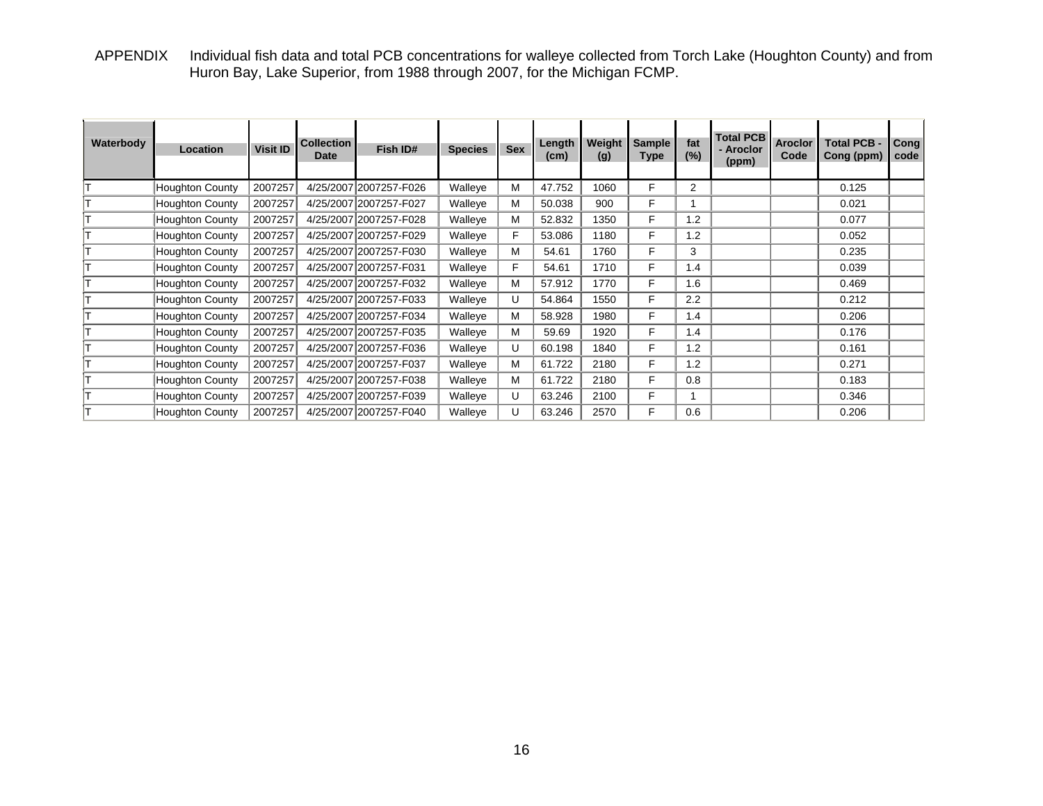APPENDIX Individual fish data and total PCB concentrations for walleye collected from Torch Lake (Houghton County) and from Huron Bay, Lake Superior, from 1988 through 2007, for the Michigan FCMP.

| Waterbody | Location | Visit ID | Collection Date | Fish ID# | Species | Sex | Length (cm) | Weight (g) | Sample Type | fat (%) | Total PCB - Aroclor (ppm) | Aroclor Code | Total PCB - Cong (ppm) | Cong code |
|---|---|---|---|---|---|---|---|---|---|---|---|---|---|---|
| T | Houghton County | 2007257 | 4/25/2007 | 2007257-F026 | Walleye | M | 47.752 | 1060 | F | 2 | | | 0.125 | |
| T | Houghton County | 2007257 | 4/25/2007 | 2007257-F027 | Walleye | M | 50.038 | 900 | F | 1 | | | 0.021 | |
| T | Houghton County | 2007257 | 4/25/2007 | 2007257-F028 | Walleye | M | 52.832 | 1350 | F | 1.2 | | | 0.077 | |
| T | Houghton County | 2007257 | 4/25/2007 | 2007257-F029 | Walleye | F | 53.086 | 1180 | F | 1.2 | | | 0.052 | |
| T | Houghton County | 2007257 | 4/25/2007 | 2007257-F030 | Walleye | M | 54.61 | 1760 | F | 3 | | | 0.235 | |
| T | Houghton County | 2007257 | 4/25/2007 | 2007257-F031 | Walleye | F | 54.61 | 1710 | F | 1.4 | | | 0.039 | |
| T | Houghton County | 2007257 | 4/25/2007 | 2007257-F032 | Walleye | M | 57.912 | 1770 | F | 1.6 | | | 0.469 | |
| T | Houghton County | 2007257 | 4/25/2007 | 2007257-F033 | Walleye | U | 54.864 | 1550 | F | 2.2 | | | 0.212 | |
| T | Houghton County | 2007257 | 4/25/2007 | 2007257-F034 | Walleye | M | 58.928 | 1980 | F | 1.4 | | | 0.206 | |
| T | Houghton County | 2007257 | 4/25/2007 | 2007257-F035 | Walleye | M | 59.69 | 1920 | F | 1.4 | | | 0.176 | |
| T | Houghton County | 2007257 | 4/25/2007 | 2007257-F036 | Walleye | U | 60.198 | 1840 | F | 1.2 | | | 0.161 | |
| T | Houghton County | 2007257 | 4/25/2007 | 2007257-F037 | Walleye | M | 61.722 | 2180 | F | 1.2 | | | 0.271 | |
| T | Houghton County | 2007257 | 4/25/2007 | 2007257-F038 | Walleye | M | 61.722 | 2180 | F | 0.8 | | | 0.183 | |
| T | Houghton County | 2007257 | 4/25/2007 | 2007257-F039 | Walleye | U | 63.246 | 2100 | F | 1 | | | 0.346 | |
| T | Houghton County | 2007257 | 4/25/2007 | 2007257-F040 | Walleye | U | 63.246 | 2570 | F | 0.6 | | | 0.206 | |